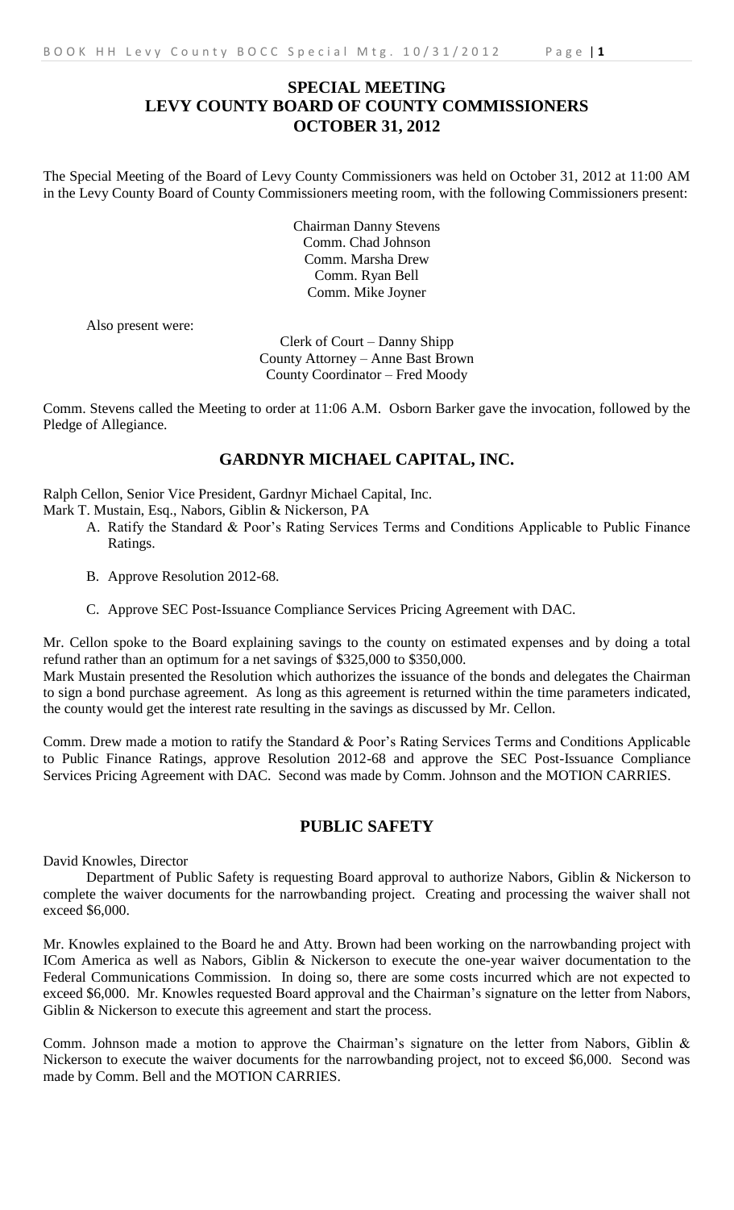# SPECIAL MEETING
# LEVY COUNTY BOARD OF COUNTY COMMISSIONERS
# OCTOBER 31, 2012

The Special Meeting of the Board of Levy County Commissioners was held on October 31, 2012 at 11:00 AM in the Levy County Board of County Commissioners meeting room, with the following Commissioners present:

Chairman Danny Stevens
Comm. Chad Johnson
Comm. Marsha Drew
Comm. Ryan Bell
Comm. Mike Joyner

Also present were:

Clerk of Court – Danny Shipp
County Attorney – Anne Bast Brown
County Coordinator – Fred Moody

Comm. Stevens called the Meeting to order at 11:06 A.M. Osborn Barker gave the invocation, followed by the Pledge of Allegiance.

## GARDNYR MICHAEL CAPITAL, INC.

Ralph Cellon, Senior Vice President, Gardnyr Michael Capital, Inc.
Mark T. Mustain, Esq., Nabors, Giblin & Nickerson, PA

A. Ratify the Standard & Poor's Rating Services Terms and Conditions Applicable to Public Finance Ratings.

B. Approve Resolution 2012-68.

C. Approve SEC Post-Issuance Compliance Services Pricing Agreement with DAC.

Mr. Cellon spoke to the Board explaining savings to the county on estimated expenses and by doing a total refund rather than an optimum for a net savings of $325,000 to $350,000.
Mark Mustain presented the Resolution which authorizes the issuance of the bonds and delegates the Chairman to sign a bond purchase agreement. As long as this agreement is returned within the time parameters indicated, the county would get the interest rate resulting in the savings as discussed by Mr. Cellon.

Comm. Drew made a motion to ratify the Standard & Poor's Rating Services Terms and Conditions Applicable to Public Finance Ratings, approve Resolution 2012-68 and approve the SEC Post-Issuance Compliance Services Pricing Agreement with DAC. Second was made by Comm. Johnson and the MOTION CARRIES.

## PUBLIC SAFETY

David Knowles, Director

Department of Public Safety is requesting Board approval to authorize Nabors, Giblin & Nickerson to complete the waiver documents for the narrowbanding project. Creating and processing the waiver shall not exceed $6,000.

Mr. Knowles explained to the Board he and Atty. Brown had been working on the narrowbanding project with ICom America as well as Nabors, Giblin & Nickerson to execute the one-year waiver documentation to the Federal Communications Commission. In doing so, there are some costs incurred which are not expected to exceed $6,000. Mr. Knowles requested Board approval and the Chairman's signature on the letter from Nabors, Giblin & Nickerson to execute this agreement and start the process.

Comm. Johnson made a motion to approve the Chairman's signature on the letter from Nabors, Giblin & Nickerson to execute the waiver documents for the narrowbanding project, not to exceed $6,000. Second was made by Comm. Bell and the MOTION CARRIES.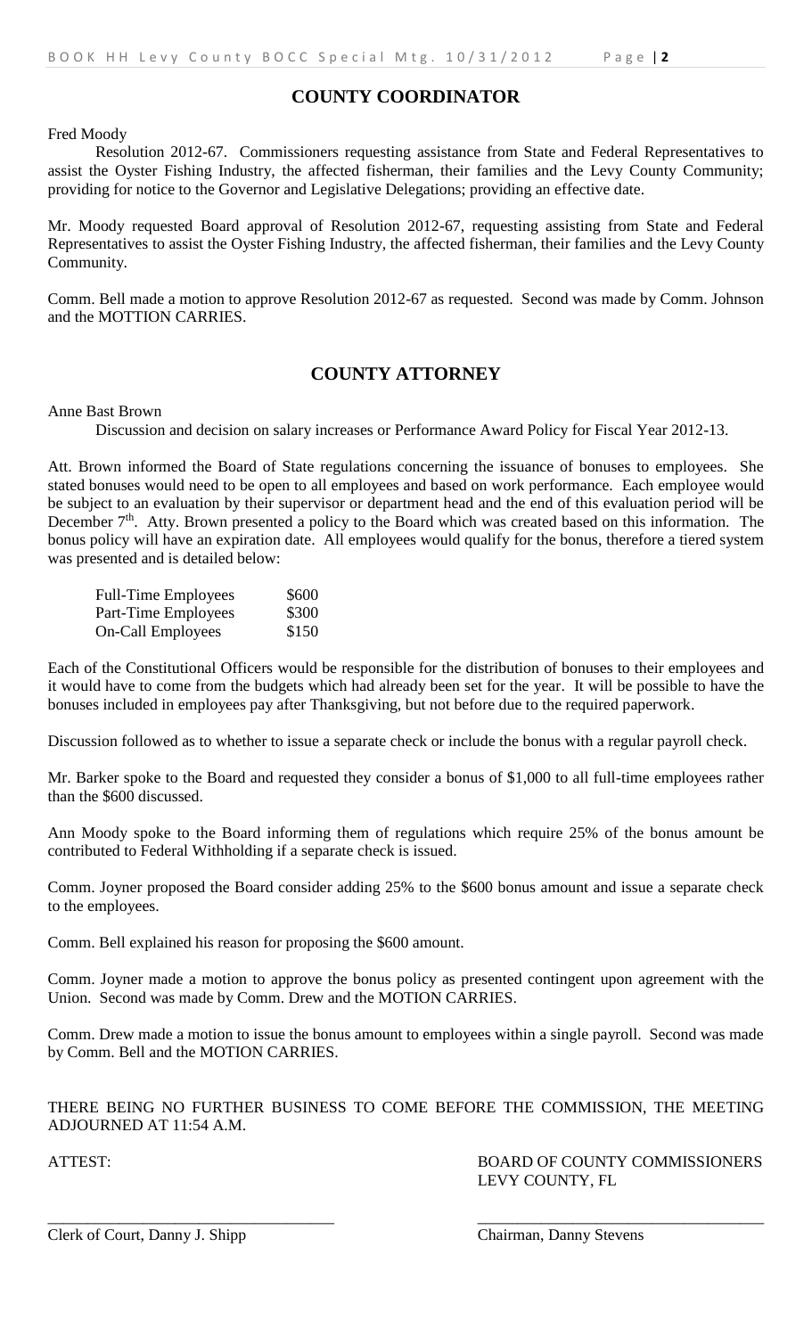## COUNTY COORDINATOR

Fred Moody

Resolution 2012-67. Commissioners requesting assistance from State and Federal Representatives to assist the Oyster Fishing Industry, the affected fisherman, their families and the Levy County Community; providing for notice to the Governor and Legislative Delegations; providing an effective date.

Mr. Moody requested Board approval of Resolution 2012-67, requesting assisting from State and Federal Representatives to assist the Oyster Fishing Industry, the affected fisherman, their families and the Levy County Community.

Comm. Bell made a motion to approve Resolution 2012-67 as requested. Second was made by Comm. Johnson and the MOTTION CARRIES.

## COUNTY ATTORNEY

Anne Bast Brown

Discussion and decision on salary increases or Performance Award Policy for Fiscal Year 2012-13.

Att. Brown informed the Board of State regulations concerning the issuance of bonuses to employees. She stated bonuses would need to be open to all employees and based on work performance. Each employee would be subject to an evaluation by their supervisor or department head and the end of this evaluation period will be December 7th. Atty. Brown presented a policy to the Board which was created based on this information. The bonus policy will have an expiration date. All employees would qualify for the bonus, therefore a tiered system was presented and is detailed below:

| | |
|---|---|
| Full-Time Employees | $600 |
| Part-Time Employees | $300 |
| On-Call Employees | $150 |

Each of the Constitutional Officers would be responsible for the distribution of bonuses to their employees and it would have to come from the budgets which had already been set for the year. It will be possible to have the bonuses included in employees pay after Thanksgiving, but not before due to the required paperwork.

Discussion followed as to whether to issue a separate check or include the bonus with a regular payroll check.

Mr. Barker spoke to the Board and requested they consider a bonus of $1,000 to all full-time employees rather than the $600 discussed.

Ann Moody spoke to the Board informing them of regulations which require 25% of the bonus amount be contributed to Federal Withholding if a separate check is issued.

Comm. Joyner proposed the Board consider adding 25% to the $600 bonus amount and issue a separate check to the employees.

Comm. Bell explained his reason for proposing the $600 amount.

Comm. Joyner made a motion to approve the bonus policy as presented contingent upon agreement with the Union. Second was made by Comm. Drew and the MOTION CARRIES.

Comm. Drew made a motion to issue the bonus amount to employees within a single payroll. Second was made by Comm. Bell and the MOTION CARRIES.

THERE BEING NO FURTHER BUSINESS TO COME BEFORE THE COMMISSION, THE MEETING ADJOURNED AT 11:54 A.M.

ATTEST: BOARD OF COUNTY COMMISSIONERS LEVY COUNTY, FL

\_\_\_\_\_\_\_\_\_\_\_\_\_\_\_\_\_\_\_\_\_\_\_\_\_\_\_\_\_\_\_\_\_\_\_\_ \_\_\_\_\_\_\_\_\_\_\_\_\_\_\_\_\_\_\_\_\_\_\_\_\_\_\_\_\_\_\_\_\_\_\_\_

Clerk of Court, Danny J. Shipp Chairman, Danny Stevens